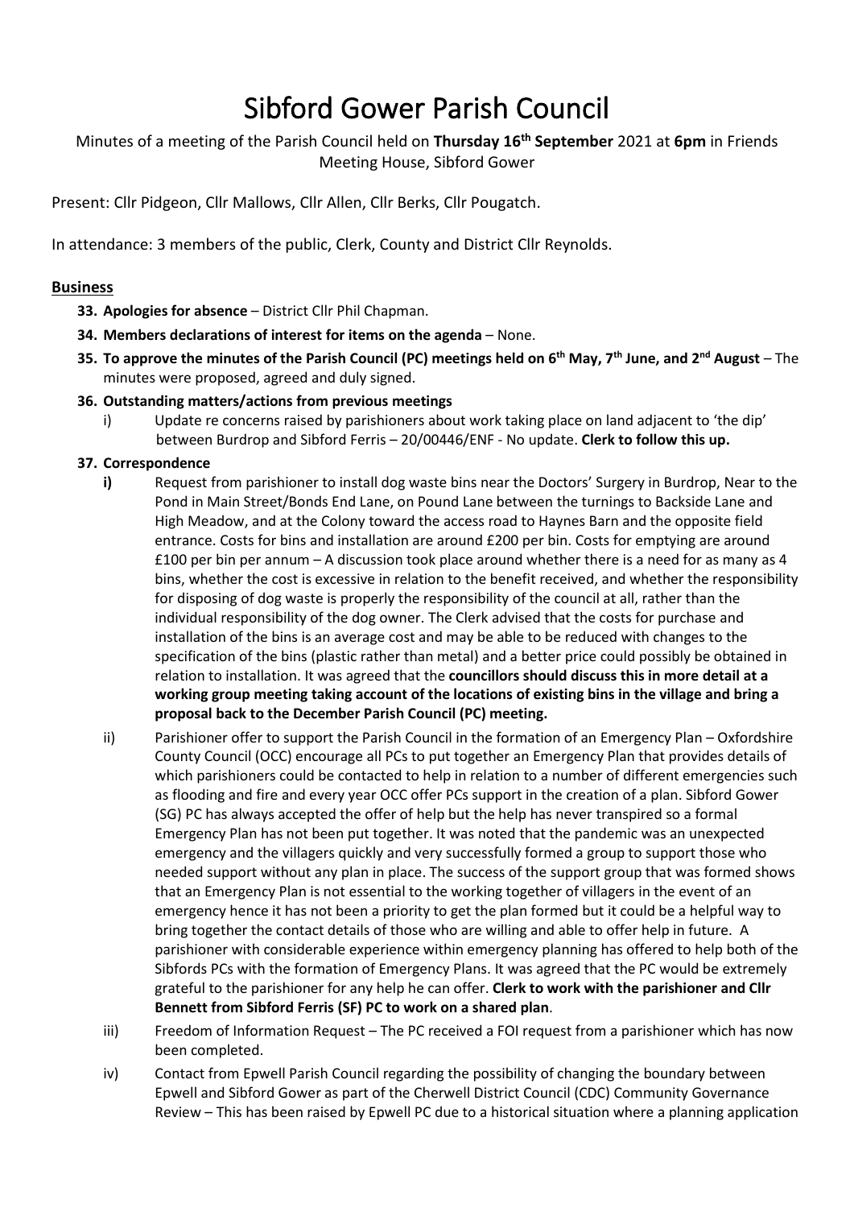# Sibford Gower Parish Council

Minutes of a meeting of the Parish Council held on **Thursday 16th September** 2021 at **6pm** in Friends Meeting House, Sibford Gower

Present: Cllr Pidgeon, Cllr Mallows, Cllr Allen, Cllr Berks, Cllr Pougatch.

In attendance: 3 members of the public, Clerk, County and District Cllr Reynolds.

## Business

**33. Apologies for absence** – District Cllr Phil Chapman.

**34. Members declarations of interest for items on the agenda** – None.

**35. To approve the minutes of the Parish Council (PC) meetings held on 6th May, 7th June, and 2nd August** – The minutes were proposed, agreed and duly signed.

**36. Outstanding matters/actions from previous meetings**

i) Update re concerns raised by parishioners about work taking place on land adjacent to 'the dip' between Burdrop and Sibford Ferris – 20/00446/ENF - No update. **Clerk to follow this up.**

**37. Correspondence**

**i)** Request from parishioner to install dog waste bins near the Doctors' Surgery in Burdrop, Near to the Pond in Main Street/Bonds End Lane, on Pound Lane between the turnings to Backside Lane and High Meadow, and at the Colony toward the access road to Haynes Barn and the opposite field entrance. Costs for bins and installation are around £200 per bin. Costs for emptying are around £100 per bin per annum – A discussion took place around whether there is a need for as many as 4 bins, whether the cost is excessive in relation to the benefit received, and whether the responsibility for disposing of dog waste is properly the responsibility of the council at all, rather than the individual responsibility of the dog owner. The Clerk advised that the costs for purchase and installation of the bins is an average cost and may be able to be reduced with changes to the specification of the bins (plastic rather than metal) and a better price could possibly be obtained in relation to installation. It was agreed that the **councillors should discuss this in more detail at a working group meeting taking account of the locations of existing bins in the village and bring a proposal back to the December Parish Council (PC) meeting.**

ii) Parishioner offer to support the Parish Council in the formation of an Emergency Plan – Oxfordshire County Council (OCC) encourage all PCs to put together an Emergency Plan that provides details of which parishioners could be contacted to help in relation to a number of different emergencies such as flooding and fire and every year OCC offer PCs support in the creation of a plan. Sibford Gower (SG) PC has always accepted the offer of help but the help has never transpired so a formal Emergency Plan has not been put together. It was noted that the pandemic was an unexpected emergency and the villagers quickly and very successfully formed a group to support those who needed support without any plan in place. The success of the support group that was formed shows that an Emergency Plan is not essential to the working together of villagers in the event of an emergency hence it has not been a priority to get the plan formed but it could be a helpful way to bring together the contact details of those who are willing and able to offer help in future. A parishioner with considerable experience within emergency planning has offered to help both of the Sibfords PCs with the formation of Emergency Plans. It was agreed that the PC would be extremely grateful to the parishioner for any help he can offer. **Clerk to work with the parishioner and Cllr Bennett from Sibford Ferris (SF) PC to work on a shared plan**.

iii) Freedom of Information Request – The PC received a FOI request from a parishioner which has now been completed.

iv) Contact from Epwell Parish Council regarding the possibility of changing the boundary between Epwell and Sibford Gower as part of the Cherwell District Council (CDC) Community Governance Review – This has been raised by Epwell PC due to a historical situation where a planning application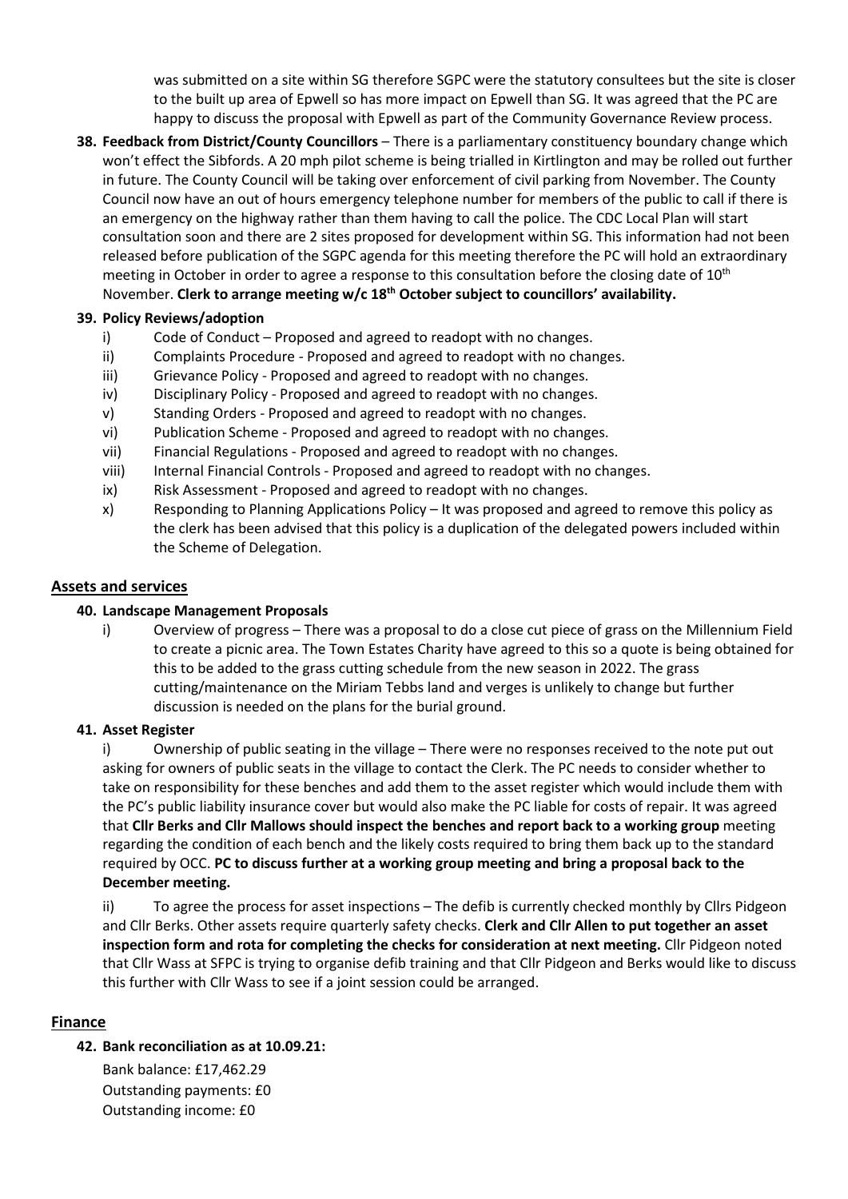was submitted on a site within SG therefore SGPC were the statutory consultees but the site is closer to the built up area of Epwell so has more impact on Epwell than SG. It was agreed that the PC are happy to discuss the proposal with Epwell as part of the Community Governance Review process.

38. **Feedback from District/County Councillors** – There is a parliamentary constituency boundary change which won't effect the Sibfords. A 20 mph pilot scheme is being trialled in Kirtlington and may be rolled out further in future. The County Council will be taking over enforcement of civil parking from November. The County Council now have an out of hours emergency telephone number for members of the public to call if there is an emergency on the highway rather than them having to call the police. The CDC Local Plan will start consultation soon and there are 2 sites proposed for development within SG. This information had not been released before publication of the SGPC agenda for this meeting therefore the PC will hold an extraordinary meeting in October in order to agree a response to this consultation before the closing date of 10th November. **Clerk to arrange meeting w/c 18th October subject to councillors' availability.**

39. **Policy Reviews/adoption**
    - i) Code of Conduct – Proposed and agreed to readopt with no changes.
    - ii) Complaints Procedure - Proposed and agreed to readopt with no changes.
    - iii) Grievance Policy - Proposed and agreed to readopt with no changes.
    - iv) Disciplinary Policy - Proposed and agreed to readopt with no changes.
    - v) Standing Orders - Proposed and agreed to readopt with no changes.
    - vi) Publication Scheme - Proposed and agreed to readopt with no changes.
    - vii) Financial Regulations - Proposed and agreed to readopt with no changes.
    - viii) Internal Financial Controls - Proposed and agreed to readopt with no changes.
    - ix) Risk Assessment - Proposed and agreed to readopt with no changes.
    - x) Responding to Planning Applications Policy – It was proposed and agreed to remove this policy as the clerk has been advised that this policy is a duplication of the delegated powers included within the Scheme of Delegation.

## Assets and services

40. **Landscape Management Proposals**
    - i) Overview of progress – There was a proposal to do a close cut piece of grass on the Millennium Field to create a picnic area. The Town Estates Charity have agreed to this so a quote is being obtained for this to be added to the grass cutting schedule from the new season in 2022. The grass cutting/maintenance on the Miriam Tebbs land and verges is unlikely to change but further discussion is needed on the plans for the burial ground.

41. **Asset Register**

    i) Ownership of public seating in the village – There were no responses received to the note put out asking for owners of public seats in the village to contact the Clerk. The PC needs to consider whether to take on responsibility for these benches and add them to the asset register which would include them with the PC's public liability insurance cover but would also make the PC liable for costs of repair. It was agreed that **Cllr Berks and Cllr Mallows should inspect the benches and report back to a working group** meeting regarding the condition of each bench and the likely costs required to bring them back up to the standard required by OCC. **PC to discuss further at a working group meeting and bring a proposal back to the December meeting.**

    ii) To agree the process for asset inspections – The defib is currently checked monthly by Cllrs Pidgeon and Cllr Berks. Other assets require quarterly safety checks. **Clerk and Cllr Allen to put together an asset inspection form and rota for completing the checks for consideration at next meeting.** Cllr Pidgeon noted that Cllr Wass at SFPC is trying to organise defib training and that Cllr Pidgeon and Berks would like to discuss this further with Cllr Wass to see if a joint session could be arranged.

## Finance

42. **Bank reconciliation as at 10.09.21:**

    Bank balance: £17,462.29
    Outstanding payments: £0
    Outstanding income: £0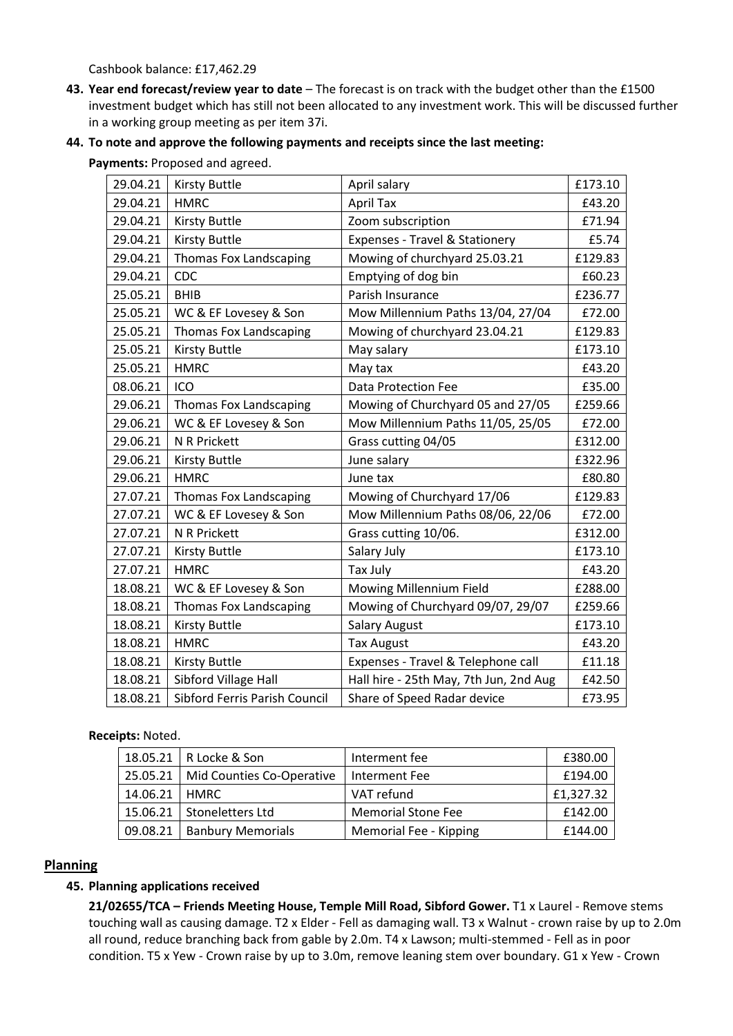Cashbook balance: £17,462.29

**43. Year end forecast/review year to date** – The forecast is on track with the budget other than the £1500 investment budget which has still not been allocated to any investment work. This will be discussed further in a working group meeting as per item 37i.

**44. To note and approve the following payments and receipts since the last meeting:**

**Payments:** Proposed and agreed.

| | | | |
|---|---|---|---|
| 29.04.21 | Kirsty Buttle | April salary | £173.10 |
| 29.04.21 | HMRC | April Tax | £43.20 |
| 29.04.21 | Kirsty Buttle | Zoom subscription | £71.94 |
| 29.04.21 | Kirsty Buttle | Expenses - Travel & Stationery | £5.74 |
| 29.04.21 | Thomas Fox Landscaping | Mowing of churchyard 25.03.21 | £129.83 |
| 29.04.21 | CDC | Emptying of dog bin | £60.23 |
| 25.05.21 | BHIB | Parish Insurance | £236.77 |
| 25.05.21 | WC & EF Lovesey & Son | Mow Millennium Paths 13/04, 27/04 | £72.00 |
| 25.05.21 | Thomas Fox Landscaping | Mowing of churchyard 23.04.21 | £129.83 |
| 25.05.21 | Kirsty Buttle | May salary | £173.10 |
| 25.05.21 | HMRC | May tax | £43.20 |
| 08.06.21 | ICO | Data Protection Fee | £35.00 |
| 29.06.21 | Thomas Fox Landscaping | Mowing of Churchyard 05 and 27/05 | £259.66 |
| 29.06.21 | WC & EF Lovesey & Son | Mow Millennium Paths 11/05, 25/05 | £72.00 |
| 29.06.21 | N R Prickett | Grass cutting 04/05 | £312.00 |
| 29.06.21 | Kirsty Buttle | June salary | £322.96 |
| 29.06.21 | HMRC | June tax | £80.80 |
| 27.07.21 | Thomas Fox Landscaping | Mowing of Churchyard 17/06 | £129.83 |
| 27.07.21 | WC & EF Lovesey & Son | Mow Millennium Paths 08/06, 22/06 | £72.00 |
| 27.07.21 | N R Prickett | Grass cutting 10/06. | £312.00 |
| 27.07.21 | Kirsty Buttle | Salary July | £173.10 |
| 27.07.21 | HMRC | Tax July | £43.20 |
| 18.08.21 | WC & EF Lovesey & Son | Mowing Millennium Field | £288.00 |
| 18.08.21 | Thomas Fox Landscaping | Mowing of Churchyard 09/07, 29/07 | £259.66 |
| 18.08.21 | Kirsty Buttle | Salary August | £173.10 |
| 18.08.21 | HMRC | Tax August | £43.20 |
| 18.08.21 | Kirsty Buttle | Expenses - Travel & Telephone call | £11.18 |
| 18.08.21 | Sibford Village Hall | Hall hire - 25th May, 7th Jun, 2nd Aug | £42.50 |
| 18.08.21 | Sibford Ferris Parish Council | Share of Speed Radar device | £73.95 |

**Receipts:** Noted.

| | | | |
|---|---|---|---|
| 18.05.21 | R Locke & Son | Interment fee | £380.00 |
| 25.05.21 | Mid Counties Co-Operative | Interment Fee | £194.00 |
| 14.06.21 | HMRC | VAT refund | £1,327.32 |
| 15.06.21 | Stoneletters Ltd | Memorial Stone Fee | £142.00 |
| 09.08.21 | Banbury Memorials | Memorial Fee - Kipping | £144.00 |

## Planning

**45. Planning applications received**

**21/02655/TCA – Friends Meeting House, Temple Mill Road, Sibford Gower.** T1 x Laurel - Remove stems touching wall as causing damage. T2 x Elder - Fell as damaging wall. T3 x Walnut - crown raise by up to 2.0m all round, reduce branching back from gable by 2.0m. T4 x Lawson; multi-stemmed - Fell as in poor condition. T5 x Yew - Crown raise by up to 3.0m, remove leaning stem over boundary. G1 x Yew - Crown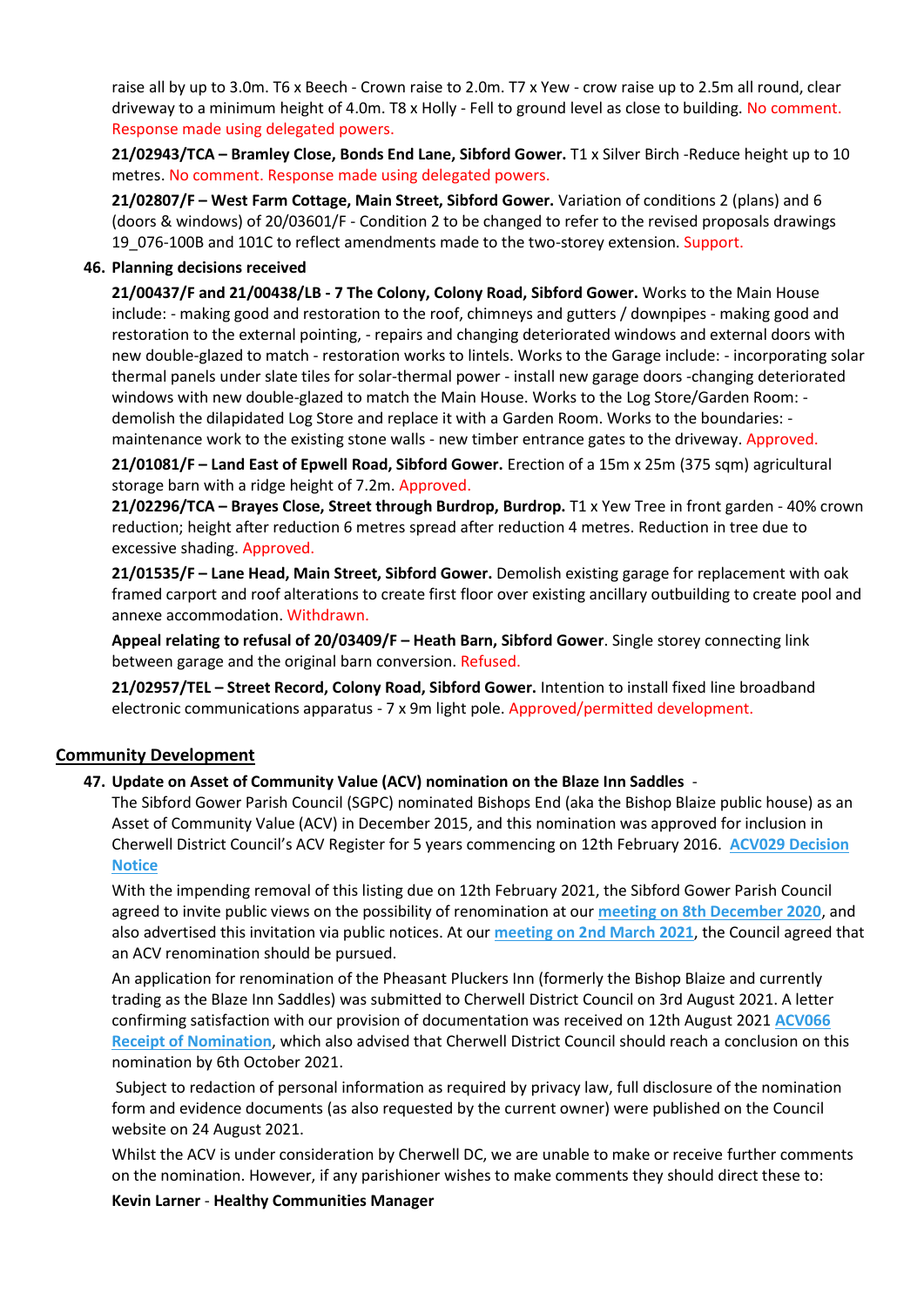raise all by up to 3.0m. T6 x Beech - Crown raise to 2.0m. T7 x Yew - crow raise up to 2.5m all round, clear driveway to a minimum height of 4.0m. T8 x Holly - Fell to ground level as close to building. No comment. Response made using delegated powers.

**21/02943/TCA – Bramley Close, Bonds End Lane, Sibford Gower.** T1 x Silver Birch -Reduce height up to 10 metres. No comment. Response made using delegated powers.

**21/02807/F – West Farm Cottage, Main Street, Sibford Gower.** Variation of conditions 2 (plans) and 6 (doors & windows) of 20/03601/F - Condition 2 to be changed to refer to the revised proposals drawings 19_076-100B and 101C to reflect amendments made to the two-storey extension. Support.

**46. Planning decisions received**

**21/00437/F and 21/00438/LB - 7 The Colony, Colony Road, Sibford Gower.** Works to the Main House include: - making good and restoration to the roof, chimneys and gutters / downpipes - making good and restoration to the external pointing, - repairs and changing deteriorated windows and external doors with new double-glazed to match - restoration works to lintels. Works to the Garage include: - incorporating solar thermal panels under slate tiles for solar-thermal power - install new garage doors -changing deteriorated windows with new double-glazed to match the Main House. Works to the Log Store/Garden Room: - demolish the dilapidated Log Store and replace it with a Garden Room. Works to the boundaries: - maintenance work to the existing stone walls - new timber entrance gates to the driveway. Approved.

**21/01081/F – Land East of Epwell Road, Sibford Gower.** Erection of a 15m x 25m (375 sqm) agricultural storage barn with a ridge height of 7.2m. Approved.

**21/02296/TCA – Brayes Close, Street through Burdrop, Burdrop.** T1 x Yew Tree in front garden - 40% crown reduction; height after reduction 6 metres spread after reduction 4 metres. Reduction in tree due to excessive shading. Approved.

**21/01535/F – Lane Head, Main Street, Sibford Gower.** Demolish existing garage for replacement with oak framed carport and roof alterations to create first floor over existing ancillary outbuilding to create pool and annexe accommodation. Withdrawn.

**Appeal relating to refusal of 20/03409/F – Heath Barn, Sibford Gower**. Single storey connecting link between garage and the original barn conversion. Refused.

**21/02957/TEL – Street Record, Colony Road, Sibford Gower.** Intention to install fixed line broadband electronic communications apparatus - 7 x 9m light pole. Approved/permitted development.

## Community Development

**47. Update on Asset of Community Value (ACV) nomination on the Blaze Inn Saddles** -

The Sibford Gower Parish Council (SGPC) nominated Bishops End (aka the Bishop Blaize public house) as an Asset of Community Value (ACV) in December 2015, and this nomination was approved for inclusion in Cherwell District Council's ACV Register for 5 years commencing on 12th February 2016. ACV029 Decision Notice

With the impending removal of this listing due on 12th February 2021, the Sibford Gower Parish Council agreed to invite public views on the possibility of renomination at our meeting on 8th December 2020, and also advertised this invitation via public notices. At our meeting on 2nd March 2021, the Council agreed that an ACV renomination should be pursued.

An application for renomination of the Pheasant Pluckers Inn (formerly the Bishop Blaize and currently trading as the Blaze Inn Saddles) was submitted to Cherwell District Council on 3rd August 2021. A letter confirming satisfaction with our provision of documentation was received on 12th August 2021 ACV066 Receipt of Nomination, which also advised that Cherwell District Council should reach a conclusion on this nomination by 6th October 2021.

Subject to redaction of personal information as required by privacy law, full disclosure of the nomination form and evidence documents (as also requested by the current owner) were published on the Council website on 24 August 2021.

Whilst the ACV is under consideration by Cherwell DC, we are unable to make or receive further comments on the nomination. However, if any parishioner wishes to make comments they should direct these to:

**Kevin Larner** - **Healthy Communities Manager**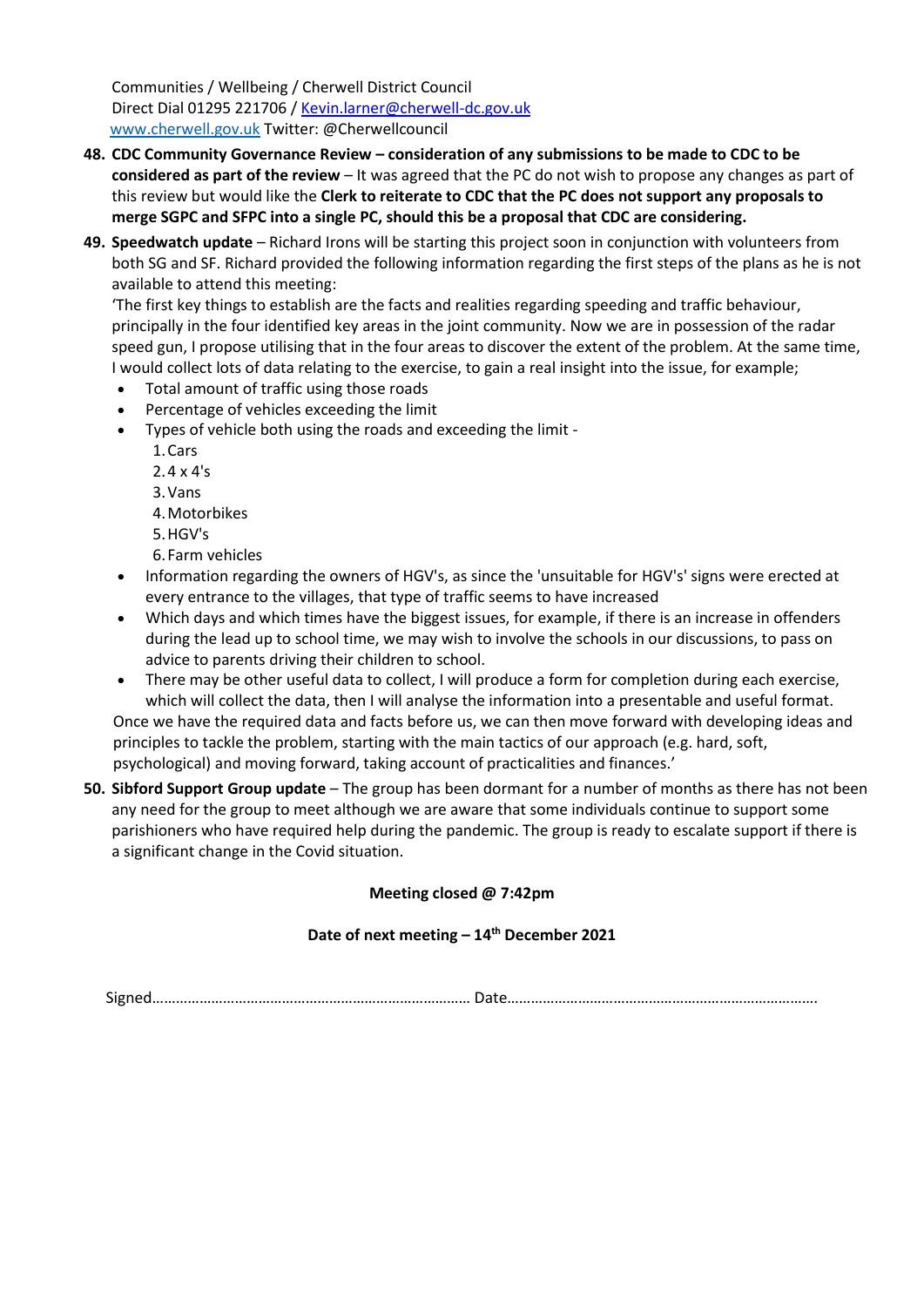Communities / Wellbeing / Cherwell District Council
Direct Dial 01295 221706 / [Kevin.larner@cherwell-dc.gov.uk](mailto:Kevin.larner@cherwell-dc.gov.uk)
[www.cherwell.gov.uk](http://www.cherwell.gov.uk) Twitter: @Cherwellcouncil

48. **CDC Community Governance Review – consideration of any submissions to be made to CDC to be considered as part of the review** – It was agreed that the PC do not wish to propose any changes as part of this review but would like the **Clerk to reiterate to CDC that the PC does not support any proposals to merge SGPC and SFPC into a single PC, should this be a proposal that CDC are considering.**

49. **Speedwatch update** – Richard Irons will be starting this project soon in conjunction with volunteers from both SG and SF. Richard provided the following information regarding the first steps of the plans as he is not available to attend this meeting:
   'The first key things to establish are the facts and realities regarding speeding and traffic behaviour, principally in the four identified key areas in the joint community. Now we are in possession of the radar speed gun, I propose utilising that in the four areas to discover the extent of the problem. At the same time, I would collect lots of data relating to the exercise, to gain a real insight into the issue, for example;
   - Total amount of traffic using those roads
   - Percentage of vehicles exceeding the limit
   - Types of vehicle both using the roads and exceeding the limit -
     1. Cars
     2. 4 x 4's
     3. Vans
     4. Motorbikes
     5. HGV's
     6. Farm vehicles
   - Information regarding the owners of HGV's, as since the 'unsuitable for HGV's' signs were erected at every entrance to the villages, that type of traffic seems to have increased
   - Which days and which times have the biggest issues, for example, if there is an increase in offenders during the lead up to school time, we may wish to involve the schools in our discussions, to pass on advice to parents driving their children to school.
   - There may be other useful data to collect, I will produce a form for completion during each exercise, which will collect the data, then I will analyse the information into a presentable and useful format.

   Once we have the required data and facts before us, we can then move forward with developing ideas and principles to tackle the problem, starting with the main tactics of our approach (e.g. hard, soft, psychological) and moving forward, taking account of practicalities and finances.'

50. **Sibford Support Group update** – The group has been dormant for a number of months as there has not been any need for the group to meet although we are aware that some individuals continue to support some parishioners who have required help during the pandemic. The group is ready to escalate support if there is a significant change in the Covid situation.

**Meeting closed @ 7:42pm**

**Date of next meeting – 14th December 2021**

Signed……………………………………………………………………… Date……………………………………………………………………